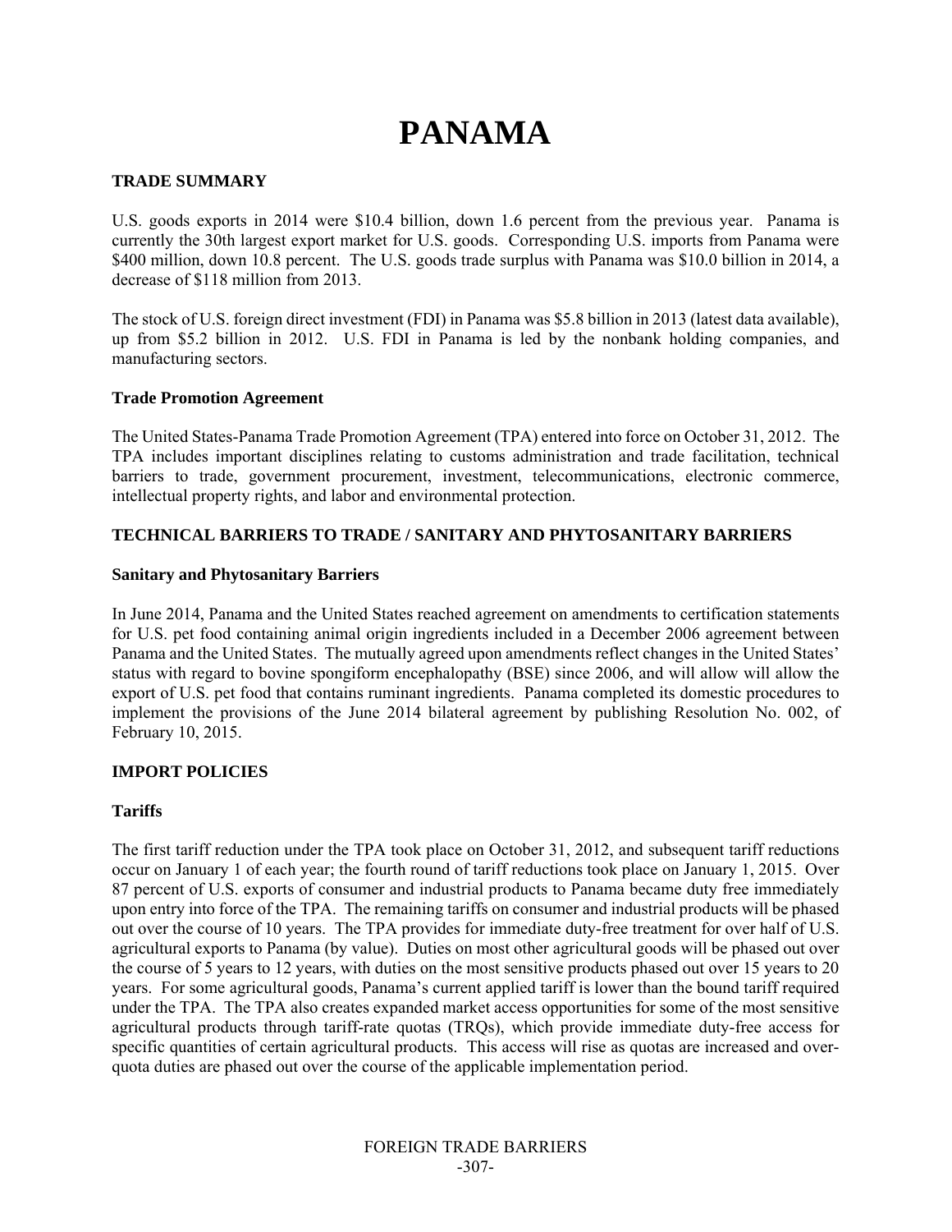# PANAMA

## TRADE SUMMARY

U.S. goods exports in 2014 were $10.4 billion, down 1.6 percent from the previous year. Panama is currently the 30th largest export market for U.S. goods. Corresponding U.S. imports from Panama were $400 million, down 10.8 percent. The U.S. goods trade surplus with Panama was $10.0 billion in 2014, a decrease of $118 million from 2013.

The stock of U.S. foreign direct investment (FDI) in Panama was $5.8 billion in 2013 (latest data available), up from $5.2 billion in 2012. U.S. FDI in Panama is led by the nonbank holding companies, and manufacturing sectors.

### Trade Promotion Agreement

The United States-Panama Trade Promotion Agreement (TPA) entered into force on October 31, 2012. The TPA includes important disciplines relating to customs administration and trade facilitation, technical barriers to trade, government procurement, investment, telecommunications, electronic commerce, intellectual property rights, and labor and environmental protection.

## TECHNICAL BARRIERS TO TRADE / SANITARY AND PHYTOSANITARY BARRIERS

### Sanitary and Phytosanitary Barriers

In June 2014, Panama and the United States reached agreement on amendments to certification statements for U.S. pet food containing animal origin ingredients included in a December 2006 agreement between Panama and the United States. The mutually agreed upon amendments reflect changes in the United States' status with regard to bovine spongiform encephalopathy (BSE) since 2006, and will allow will allow the export of U.S. pet food that contains ruminant ingredients. Panama completed its domestic procedures to implement the provisions of the June 2014 bilateral agreement by publishing Resolution No. 002, of February 10, 2015.

## IMPORT POLICIES

### Tariffs

The first tariff reduction under the TPA took place on October 31, 2012, and subsequent tariff reductions occur on January 1 of each year; the fourth round of tariff reductions took place on January 1, 2015. Over 87 percent of U.S. exports of consumer and industrial products to Panama became duty free immediately upon entry into force of the TPA. The remaining tariffs on consumer and industrial products will be phased out over the course of 10 years. The TPA provides for immediate duty-free treatment for over half of U.S. agricultural exports to Panama (by value). Duties on most other agricultural goods will be phased out over the course of 5 years to 12 years, with duties on the most sensitive products phased out over 15 years to 20 years. For some agricultural goods, Panama's current applied tariff is lower than the bound tariff required under the TPA. The TPA also creates expanded market access opportunities for some of the most sensitive agricultural products through tariff-rate quotas (TRQs), which provide immediate duty-free access for specific quantities of certain agricultural products. This access will rise as quotas are increased and over-quota duties are phased out over the course of the applicable implementation period.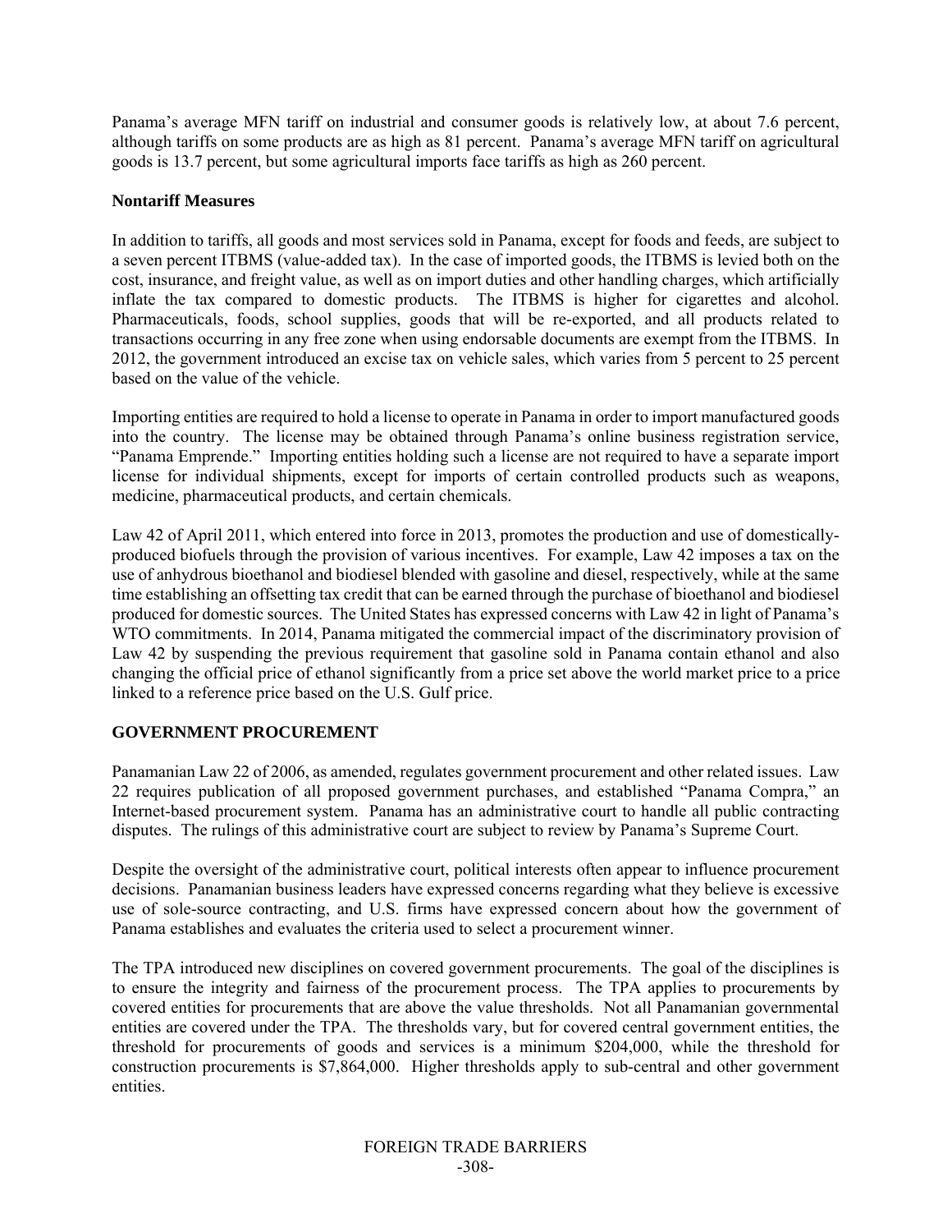Panama's average MFN tariff on industrial and consumer goods is relatively low, at about 7.6 percent, although tariffs on some products are as high as 81 percent. Panama's average MFN tariff on agricultural goods is 13.7 percent, but some agricultural imports face tariffs as high as 260 percent.

**Nontariff Measures**

In addition to tariffs, all goods and most services sold in Panama, except for foods and feeds, are subject to a seven percent ITBMS (value-added tax). In the case of imported goods, the ITBMS is levied both on the cost, insurance, and freight value, as well as on import duties and other handling charges, which artificially inflate the tax compared to domestic products. The ITBMS is higher for cigarettes and alcohol. Pharmaceuticals, foods, school supplies, goods that will be re-exported, and all products related to transactions occurring in any free zone when using endorsable documents are exempt from the ITBMS. In 2012, the government introduced an excise tax on vehicle sales, which varies from 5 percent to 25 percent based on the value of the vehicle.

Importing entities are required to hold a license to operate in Panama in order to import manufactured goods into the country. The license may be obtained through Panama's online business registration service, "Panama Emprende." Importing entities holding such a license are not required to have a separate import license for individual shipments, except for imports of certain controlled products such as weapons, medicine, pharmaceutical products, and certain chemicals.

Law 42 of April 2011, which entered into force in 2013, promotes the production and use of domestically-produced biofuels through the provision of various incentives. For example, Law 42 imposes a tax on the use of anhydrous bioethanol and biodiesel blended with gasoline and diesel, respectively, while at the same time establishing an offsetting tax credit that can be earned through the purchase of bioethanol and biodiesel produced for domestic sources. The United States has expressed concerns with Law 42 in light of Panama's WTO commitments. In 2014, Panama mitigated the commercial impact of the discriminatory provision of Law 42 by suspending the previous requirement that gasoline sold in Panama contain ethanol and also changing the official price of ethanol significantly from a price set above the world market price to a price linked to a reference price based on the U.S. Gulf price.

## GOVERNMENT PROCUREMENT

Panamanian Law 22 of 2006, as amended, regulates government procurement and other related issues. Law 22 requires publication of all proposed government purchases, and established "Panama Compra," an Internet-based procurement system. Panama has an administrative court to handle all public contracting disputes. The rulings of this administrative court are subject to review by Panama's Supreme Court.

Despite the oversight of the administrative court, political interests often appear to influence procurement decisions. Panamanian business leaders have expressed concerns regarding what they believe is excessive use of sole-source contracting, and U.S. firms have expressed concern about how the government of Panama establishes and evaluates the criteria used to select a procurement winner.

The TPA introduced new disciplines on covered government procurements. The goal of the disciplines is to ensure the integrity and fairness of the procurement process. The TPA applies to procurements by covered entities for procurements that are above the value thresholds. Not all Panamanian governmental entities are covered under the TPA. The thresholds vary, but for covered central government entities, the threshold for procurements of goods and services is a minimum $204,000, while the threshold for construction procurements is $7,864,000. Higher thresholds apply to sub-central and other government entities.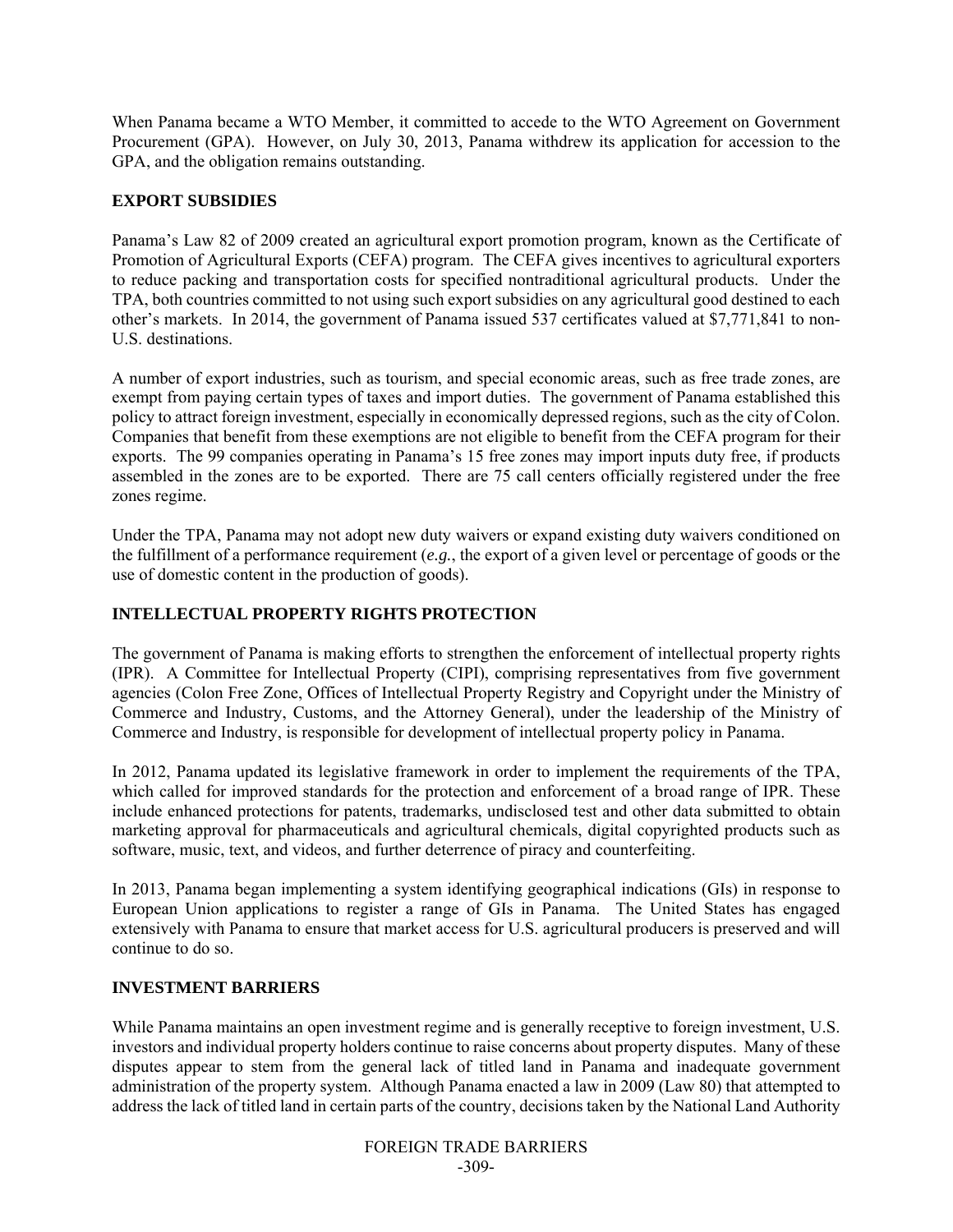When Panama became a WTO Member, it committed to accede to the WTO Agreement on Government Procurement (GPA). However, on July 30, 2013, Panama withdrew its application for accession to the GPA, and the obligation remains outstanding.

## EXPORT SUBSIDIES

Panama's Law 82 of 2009 created an agricultural export promotion program, known as the Certificate of Promotion of Agricultural Exports (CEFA) program. The CEFA gives incentives to agricultural exporters to reduce packing and transportation costs for specified nontraditional agricultural products. Under the TPA, both countries committed to not using such export subsidies on any agricultural good destined to each other's markets. In 2014, the government of Panama issued 537 certificates valued at $7,771,841 to non-U.S. destinations.

A number of export industries, such as tourism, and special economic areas, such as free trade zones, are exempt from paying certain types of taxes and import duties. The government of Panama established this policy to attract foreign investment, especially in economically depressed regions, such as the city of Colon. Companies that benefit from these exemptions are not eligible to benefit from the CEFA program for their exports. The 99 companies operating in Panama's 15 free zones may import inputs duty free, if products assembled in the zones are to be exported. There are 75 call centers officially registered under the free zones regime.

Under the TPA, Panama may not adopt new duty waivers or expand existing duty waivers conditioned on the fulfillment of a performance requirement (*e.g.*, the export of a given level or percentage of goods or the use of domestic content in the production of goods).

## INTELLECTUAL PROPERTY RIGHTS PROTECTION

The government of Panama is making efforts to strengthen the enforcement of intellectual property rights (IPR). A Committee for Intellectual Property (CIPI), comprising representatives from five government agencies (Colon Free Zone, Offices of Intellectual Property Registry and Copyright under the Ministry of Commerce and Industry, Customs, and the Attorney General), under the leadership of the Ministry of Commerce and Industry, is responsible for development of intellectual property policy in Panama.

In 2012, Panama updated its legislative framework in order to implement the requirements of the TPA, which called for improved standards for the protection and enforcement of a broad range of IPR. These include enhanced protections for patents, trademarks, undisclosed test and other data submitted to obtain marketing approval for pharmaceuticals and agricultural chemicals, digital copyrighted products such as software, music, text, and videos, and further deterrence of piracy and counterfeiting.

In 2013, Panama began implementing a system identifying geographical indications (GIs) in response to European Union applications to register a range of GIs in Panama. The United States has engaged extensively with Panama to ensure that market access for U.S. agricultural producers is preserved and will continue to do so.

## INVESTMENT BARRIERS

While Panama maintains an open investment regime and is generally receptive to foreign investment, U.S. investors and individual property holders continue to raise concerns about property disputes. Many of these disputes appear to stem from the general lack of titled land in Panama and inadequate government administration of the property system. Although Panama enacted a law in 2009 (Law 80) that attempted to address the lack of titled land in certain parts of the country, decisions taken by the National Land Authority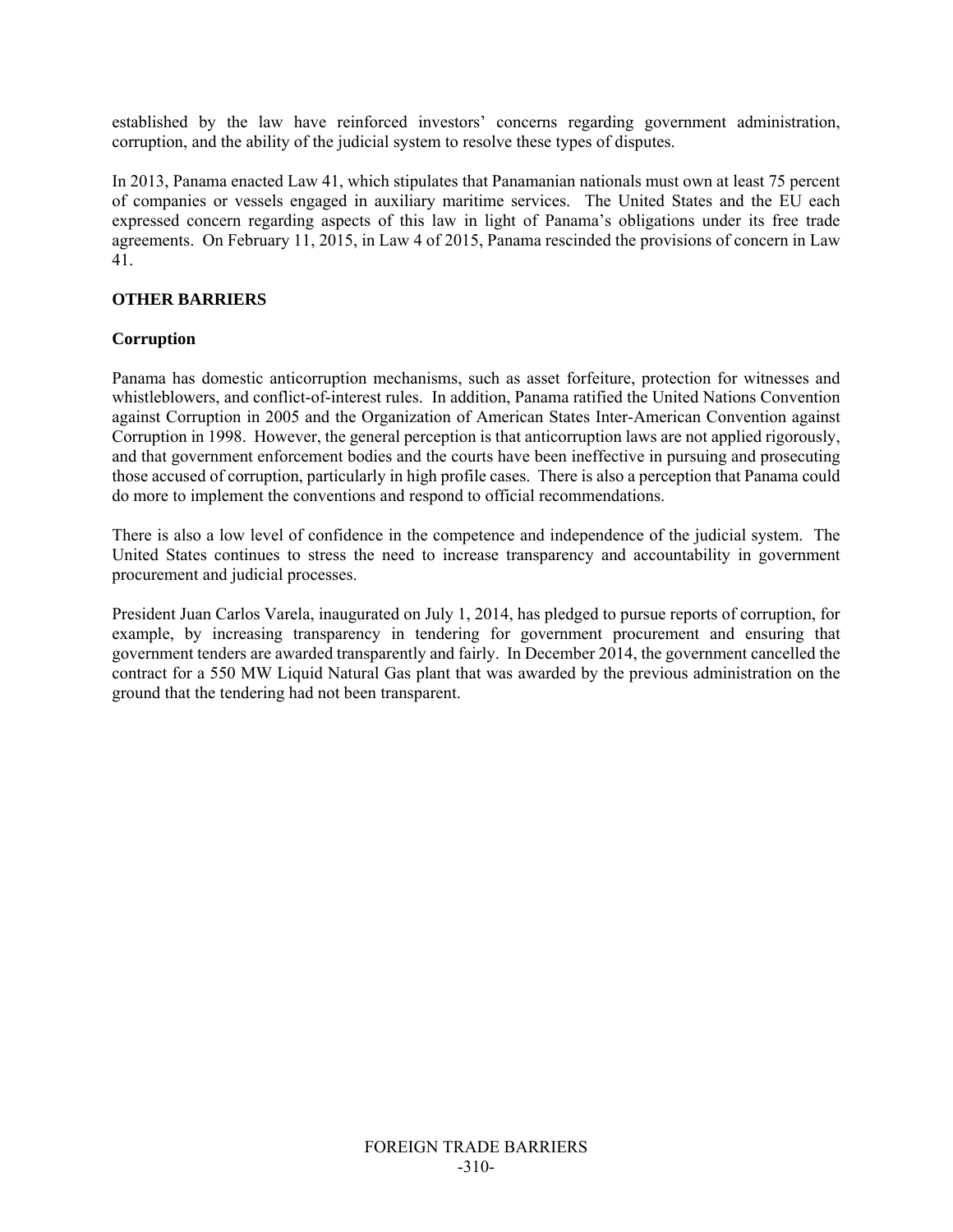established by the law have reinforced investors' concerns regarding government administration, corruption, and the ability of the judicial system to resolve these types of disputes.

In 2013, Panama enacted Law 41, which stipulates that Panamanian nationals must own at least 75 percent of companies or vessels engaged in auxiliary maritime services. The United States and the EU each expressed concern regarding aspects of this law in light of Panama's obligations under its free trade agreements. On February 11, 2015, in Law 4 of 2015, Panama rescinded the provisions of concern in Law 41.

## OTHER BARRIERS

### Corruption

Panama has domestic anticorruption mechanisms, such as asset forfeiture, protection for witnesses and whistleblowers, and conflict-of-interest rules. In addition, Panama ratified the United Nations Convention against Corruption in 2005 and the Organization of American States Inter-American Convention against Corruption in 1998. However, the general perception is that anticorruption laws are not applied rigorously, and that government enforcement bodies and the courts have been ineffective in pursuing and prosecuting those accused of corruption, particularly in high profile cases. There is also a perception that Panama could do more to implement the conventions and respond to official recommendations.

There is also a low level of confidence in the competence and independence of the judicial system. The United States continues to stress the need to increase transparency and accountability in government procurement and judicial processes.

President Juan Carlos Varela, inaugurated on July 1, 2014, has pledged to pursue reports of corruption, for example, by increasing transparency in tendering for government procurement and ensuring that government tenders are awarded transparently and fairly. In December 2014, the government cancelled the contract for a 550 MW Liquid Natural Gas plant that was awarded by the previous administration on the ground that the tendering had not been transparent.